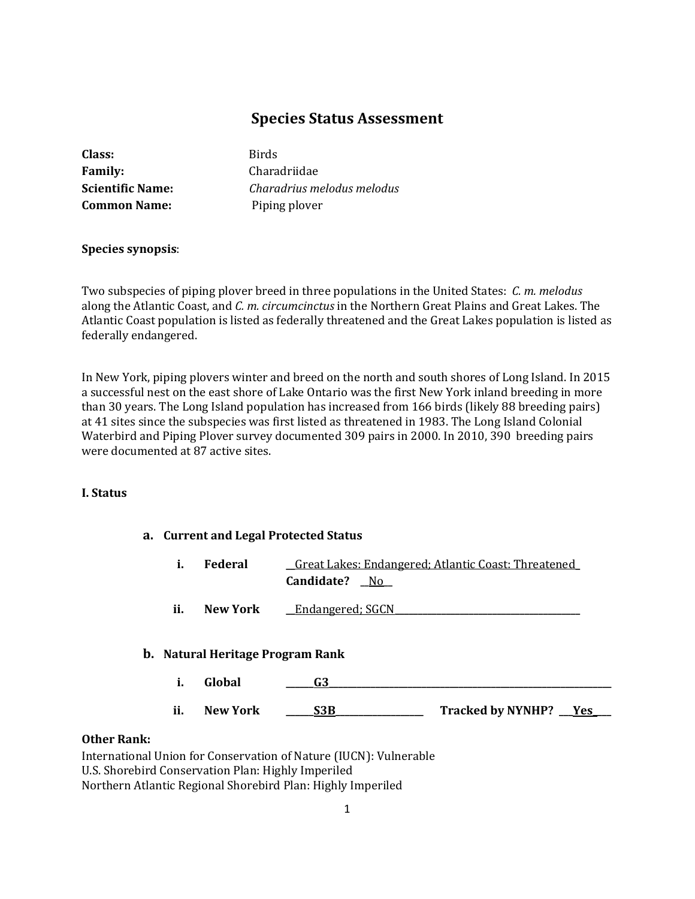# Species Status Assessment

**Class:** Birds
**Family:** Charadriidae
**Scientific Name:** *Charadrius melodus melodus*
**Common Name:** Piping plover

**Species synopsis**:

Two subspecies of piping plover breed in three populations in the United States: *C. m. melodus* along the Atlantic Coast, and *C. m. circumcinctus* in the Northern Great Plains and Great Lakes. The Atlantic Coast population is listed as federally threatened and the Great Lakes population is listed as federally endangered.

In New York, piping plovers winter and breed on the north and south shores of Long Island. In 2015 a successful nest on the east shore of Lake Ontario was the first New York inland breeding in more than 30 years. The Long Island population has increased from 166 birds (likely 88 breeding pairs) at 41 sites since the subspecies was first listed as threatened in 1983. The Long Island Colonial Waterbird and Piping Plover survey documented 309 pairs in 2000. In 2010, 390 breeding pairs were documented at 87 active sites.

## I. Status

### a. Current and Legal Protected Status

**i. Federal** Great Lakes: Endangered; Atlantic Coast: Threatened
**Candidate?** No

**ii. New York** Endangered; SGCN

### b. Natural Heritage Program Rank

**i. Global** G3

**ii. New York** S3B **Tracked by NYNHP?** Yes

**Other Rank:**
International Union for Conservation of Nature (IUCN): Vulnerable
U.S. Shorebird Conservation Plan: Highly Imperiled
Northern Atlantic Regional Shorebird Plan: Highly Imperiled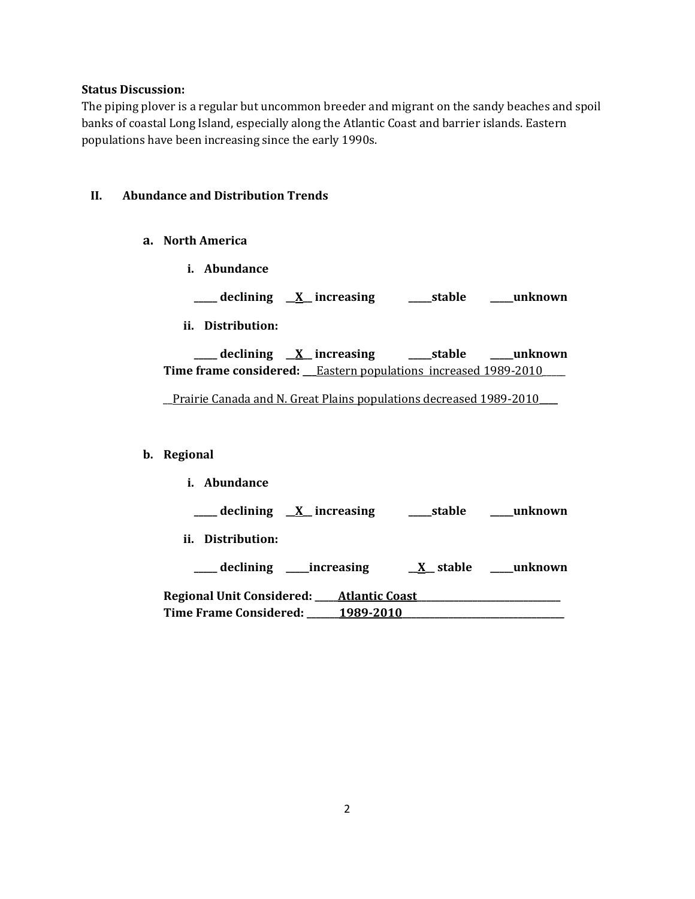**Status Discussion:**
The piping plover is a regular but uncommon breeder and migrant on the sandy beaches and spoil banks of coastal Long Island, especially along the Atlantic Coast and barrier islands. Eastern populations have been increasing since the early 1990s.

## II. Abundance and Distribution Trends

### a. North America

**i. Abundance**

**_____ declining __X__ increasing _____stable _____unknown**

**ii. Distribution:**

**_____ declining __X__ increasing _____stable _____unknown**

**Time frame considered:** ___Eastern populations increased 1989-2010_____

__Prairie Canada and N. Great Plains populations decreased 1989-2010____

### b. Regional

**i. Abundance**

**_____ declining __X__ increasing _____stable _____unknown**

**ii. Distribution:**

**_____ declining _____increasing __X__ stable _____unknown**

**Regional Unit Considered: _____Atlantic Coast_____________________________**

**Time Frame Considered: _______1989-2010__________________________________**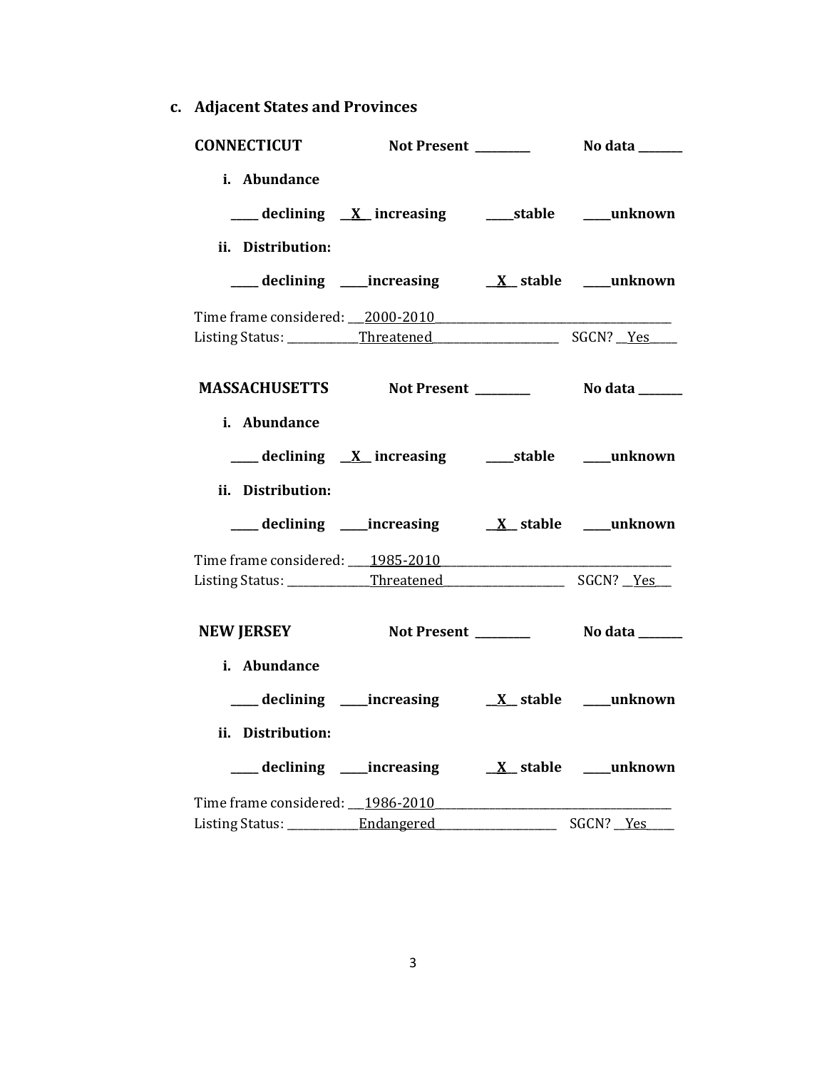### c. Adjacent States and Provinces

**CONNECTICUT** **Not Present ________** **No data _______**

**i. Abundance**

**____ declining __X__ increasing ____stable ____unknown**

**ii. Distribution:**

**____ declining ____increasing __X__ stable ____unknown**

Time frame considered: ___2000-2010________________________________________
Listing Status: ____________Threatened______________________ SGCN? __Yes_____

**MASSACHUSETTS** **Not Present ________** **No data _______**

**i. Abundance**

**____ declining __X__ increasing ____stable ____unknown**

**ii. Distribution:**

**____ declining ____increasing __X__ stable ____unknown**

Time frame considered: ____1985-2010_______________________________________
Listing Status: ______________Threatened_____________________ SGCN? __Yes___

**NEW JERSEY** **Not Present ________** **No data _______**

**i. Abundance**

**____ declining ____increasing __X__ stable ____unknown**

**ii. Distribution:**

**____ declining ____increasing __X__ stable ____unknown**

Time frame considered: ___1986-2010_______________________________________
Listing Status: ____________Endangered_____________________ SGCN? __Yes_____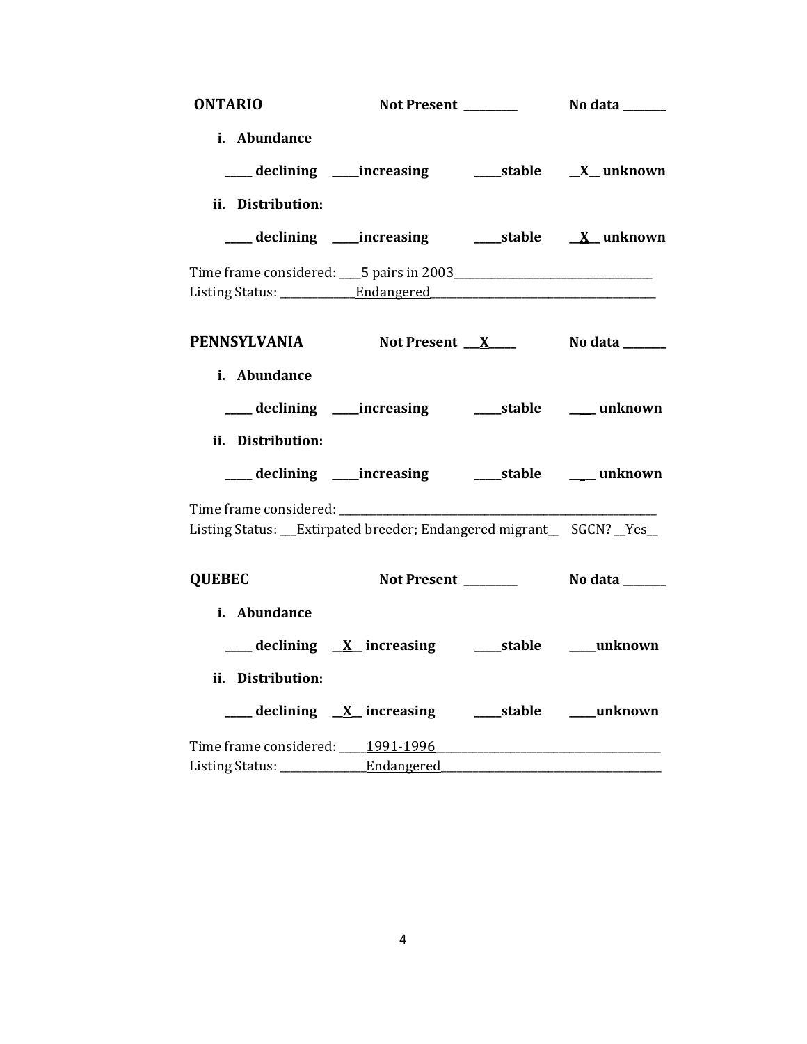**ONTARIO** **Not Present ________** **No data _______**

**i. Abundance**

**_____ declining _____increasing _____stable __X__ unknown**

**ii. Distribution:**

**_____ declining _____increasing _____stable __X__ unknown**

Time frame considered: ____5 pairs in 2003____________________________________
Listing Status: ______________Endangered_____________________________________

**PENNSYLVANIA** **Not Present __X____** **No data _______**

**i. Abundance**

**_____ declining _____increasing _____stable _____ unknown**

**ii. Distribution:**

**_____ declining _____increasing _____stable _____ unknown**

Time frame considered: ______________________________________________________
Listing Status: ___Extirpated breeder; Endangered migrant__ SGCN? __Yes__

**QUEBEC** **Not Present ________** **No data _______**

**i. Abundance**

**_____ declining __X__ increasing _____stable _____unknown**

**ii. Distribution:**

**_____ declining __X__ increasing _____stable _____unknown**

Time frame considered: _____1991-1996_________________________________________
Listing Status: ________________Endangered_____________________________________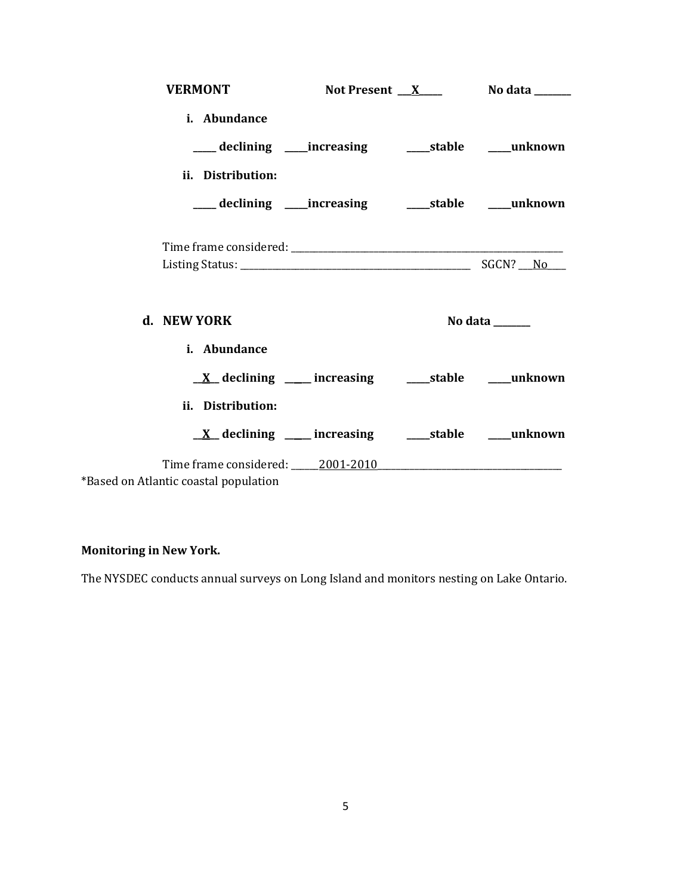**VERMONT** **Not Present \_\_\_X\_\_\_\_\_** **No data \_\_\_\_\_\_\_\_**

**i. Abundance**

**\_\_\_\_\_ declining \_\_\_\_\_increasing \_\_\_\_\_stable \_\_\_\_\_unknown**

**ii. Distribution:**

**\_\_\_\_\_ declining \_\_\_\_\_increasing \_\_\_\_\_stable \_\_\_\_\_unknown**

Time frame considered: \_\_\_\_\_\_\_\_\_\_\_\_\_\_\_\_\_\_\_\_\_\_\_\_\_\_\_\_\_\_\_\_\_\_\_\_\_\_\_\_\_\_\_\_\_\_\_\_\_\_\_\_\_\_\_\_\_\_\_\_

Listing Status: \_\_\_\_\_\_\_\_\_\_\_\_\_\_\_\_\_\_\_\_\_\_\_\_\_\_\_\_\_\_\_\_\_\_\_\_\_\_\_\_\_\_\_\_\_\_\_\_\_\_ SGCN? \_\_\_No\_\_\_\_

**d. NEW YORK** **No data \_\_\_\_\_\_\_\_**

**i. Abundance**

**\_\_X\_\_ declining \_\_\_\_\_ increasing \_\_\_\_\_stable \_\_\_\_\_unknown**

**ii. Distribution:**

**\_\_X\_\_ declining \_\_\_\_\_ increasing \_\_\_\_\_stable \_\_\_\_\_unknown**

Time frame considered: \_\_\_\_\_\_2001-2010\_\_\_\_\_\_\_\_\_\_\_\_\_\_\_\_\_\_\_\_\_\_\_\_\_\_\_\_\_\_\_\_\_\_\_\_\_\_\_\_\_\_

*Based on Atlantic coastal population

**Monitoring in New York.**

The NYSDEC conducts annual surveys on Long Island and monitors nesting on Lake Ontario.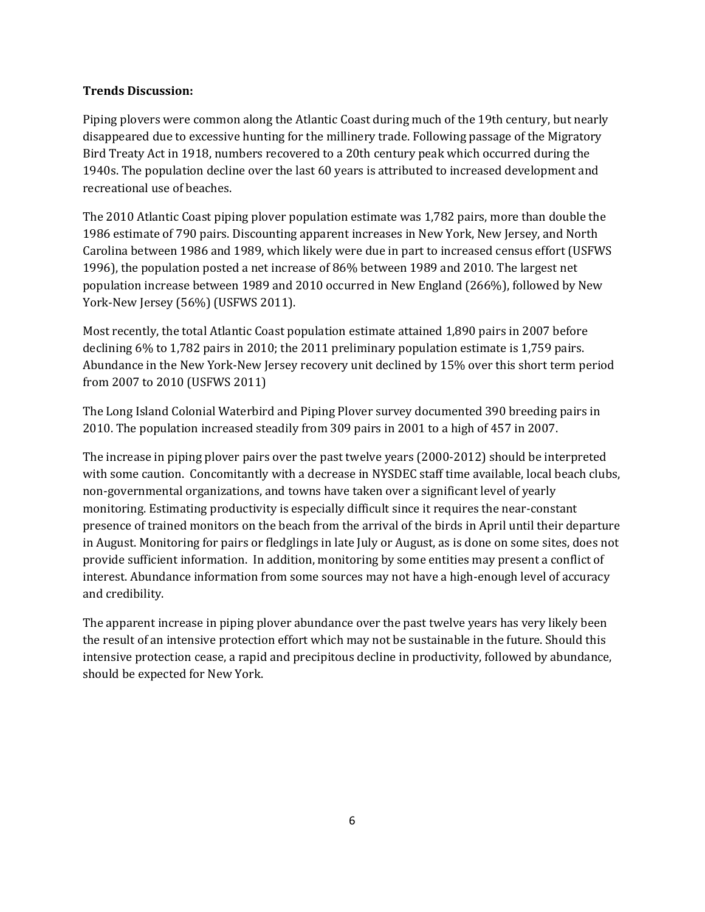**Trends Discussion:**

Piping plovers were common along the Atlantic Coast during much of the 19th century, but nearly disappeared due to excessive hunting for the millinery trade. Following passage of the Migratory Bird Treaty Act in 1918, numbers recovered to a 20th century peak which occurred during the 1940s. The population decline over the last 60 years is attributed to increased development and recreational use of beaches.

The 2010 Atlantic Coast piping plover population estimate was 1,782 pairs, more than double the 1986 estimate of 790 pairs. Discounting apparent increases in New York, New Jersey, and North Carolina between 1986 and 1989, which likely were due in part to increased census effort (USFWS 1996), the population posted a net increase of 86% between 1989 and 2010. The largest net population increase between 1989 and 2010 occurred in New England (266%), followed by New York-New Jersey (56%) (USFWS 2011).

Most recently, the total Atlantic Coast population estimate attained 1,890 pairs in 2007 before declining 6% to 1,782 pairs in 2010; the 2011 preliminary population estimate is 1,759 pairs. Abundance in the New York-New Jersey recovery unit declined by 15% over this short term period from 2007 to 2010 (USFWS 2011)

The Long Island Colonial Waterbird and Piping Plover survey documented 390 breeding pairs in 2010. The population increased steadily from 309 pairs in 2001 to a high of 457 in 2007.

The increase in piping plover pairs over the past twelve years (2000-2012) should be interpreted with some caution. Concomitantly with a decrease in NYSDEC staff time available, local beach clubs, non-governmental organizations, and towns have taken over a significant level of yearly monitoring. Estimating productivity is especially difficult since it requires the near-constant presence of trained monitors on the beach from the arrival of the birds in April until their departure in August. Monitoring for pairs or fledglings in late July or August, as is done on some sites, does not provide sufficient information. In addition, monitoring by some entities may present a conflict of interest. Abundance information from some sources may not have a high-enough level of accuracy and credibility.

The apparent increase in piping plover abundance over the past twelve years has very likely been the result of an intensive protection effort which may not be sustainable in the future. Should this intensive protection cease, a rapid and precipitous decline in productivity, followed by abundance, should be expected for New York.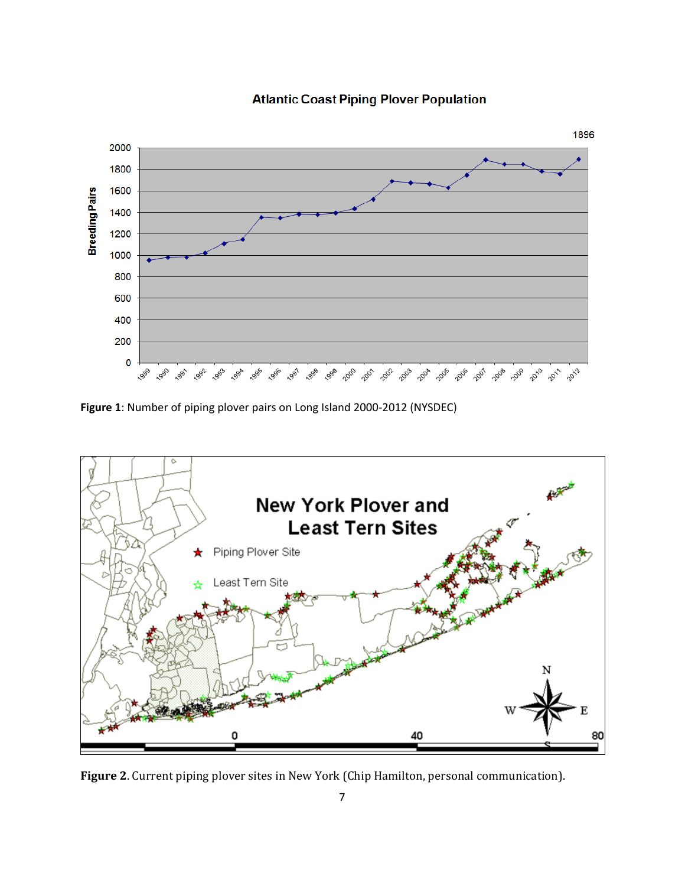**Figure 1**: Number of piping plover pairs on Long Island 2000-2012 (NYSDEC)

**Figure 2**. Current piping plover sites in New York (Chip Hamilton, personal communication).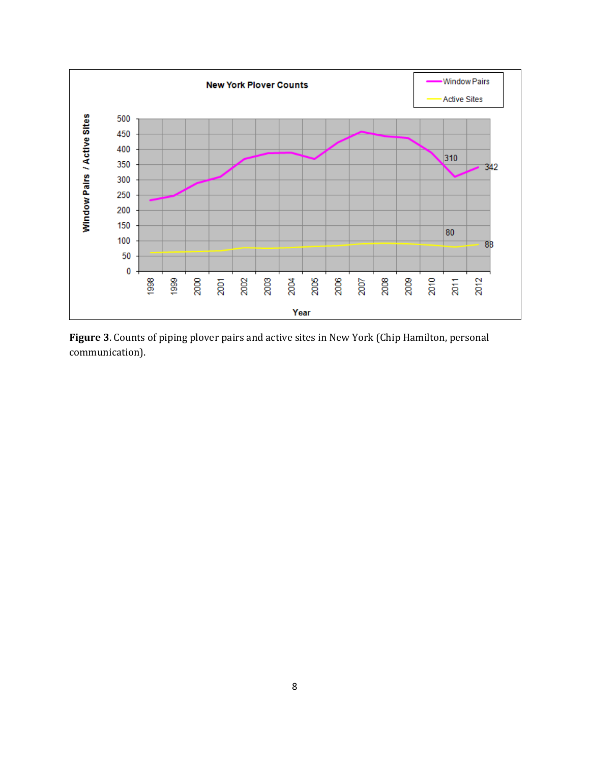**Figure 3**. Counts of piping plover pairs and active sites in New York (Chip Hamilton, personal communication).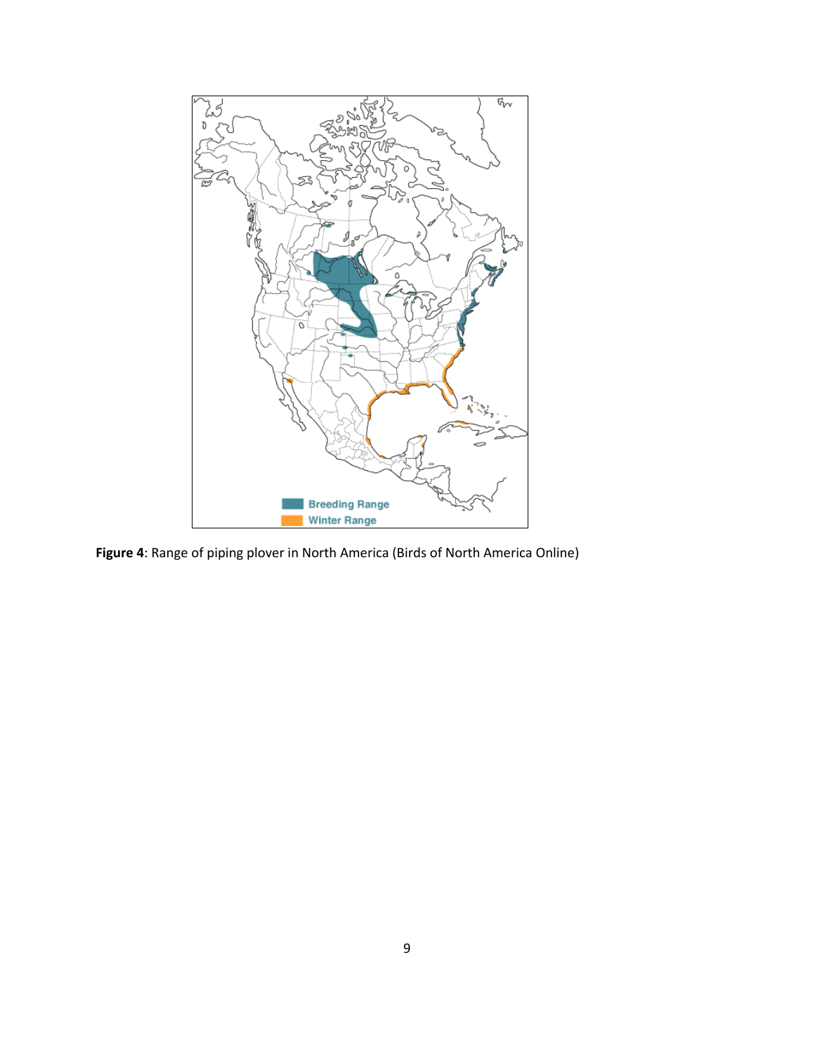**Figure 4**: Range of piping plover in North America (Birds of North America Online)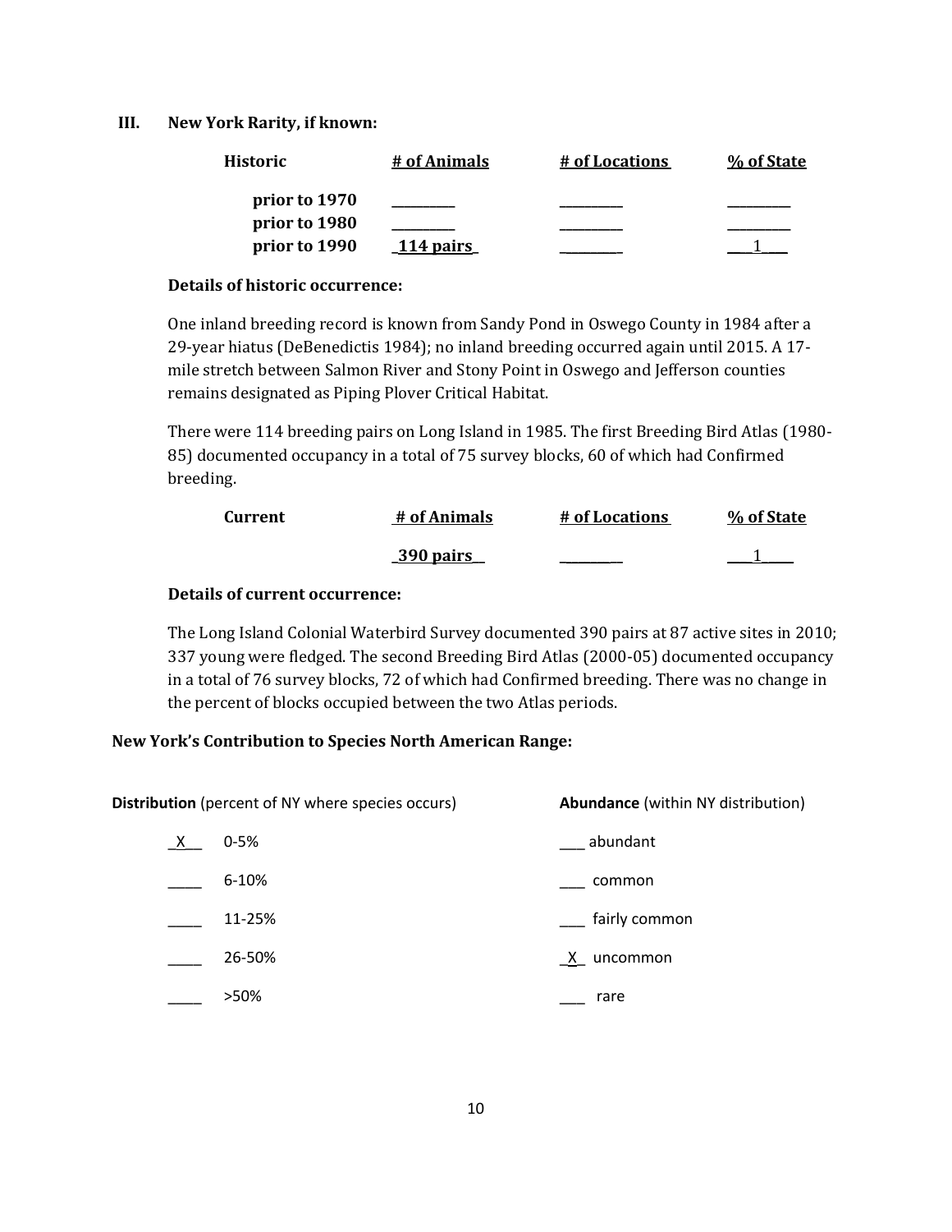## III. New York Rarity, if known:

| Historic | # of Animals | # of Locations | % of State |
|---|---|---|---|
| prior to 1970 | _________ | _________ | _________ |
| prior to 1980 | _________ | _________ | _________ |
| prior to 1990 | 114 pairs | _________ | 1 |

**Details of historic occurrence:**

One inland breeding record is known from Sandy Pond in Oswego County in 1984 after a 29-year hiatus (DeBenedictis 1984); no inland breeding occurred again until 2015. A 17-mile stretch between Salmon River and Stony Point in Oswego and Jefferson counties remains designated as Piping Plover Critical Habitat.

There were 114 breeding pairs on Long Island in 1985. The first Breeding Bird Atlas (1980-85) documented occupancy in a total of 75 survey blocks, 60 of which had Confirmed breeding.

| Current | # of Animals | # of Locations | % of State |
|---|---|---|---|
| | 390 pairs | _________ | 1 |

**Details of current occurrence:**

The Long Island Colonial Waterbird Survey documented 390 pairs at 87 active sites in 2010; 337 young were fledged. The second Breeding Bird Atlas (2000-05) documented occupancy in a total of 76 survey blocks, 72 of which had Confirmed breeding. There was no change in the percent of blocks occupied between the two Atlas periods.

**New York's Contribution to Species North American Range:**

| **Distribution** (percent of NY where species occurs) | | **Abundance** (within NY distribution) | |
|---|---|---|---|
| X | 0-5% | ___ | abundant |
| ____ | 6-10% | ___ | common |
| ____ | 11-25% | ___ | fairly common |
| ____ | 26-50% | X | uncommon |
| ____ | >50% | ___ | rare |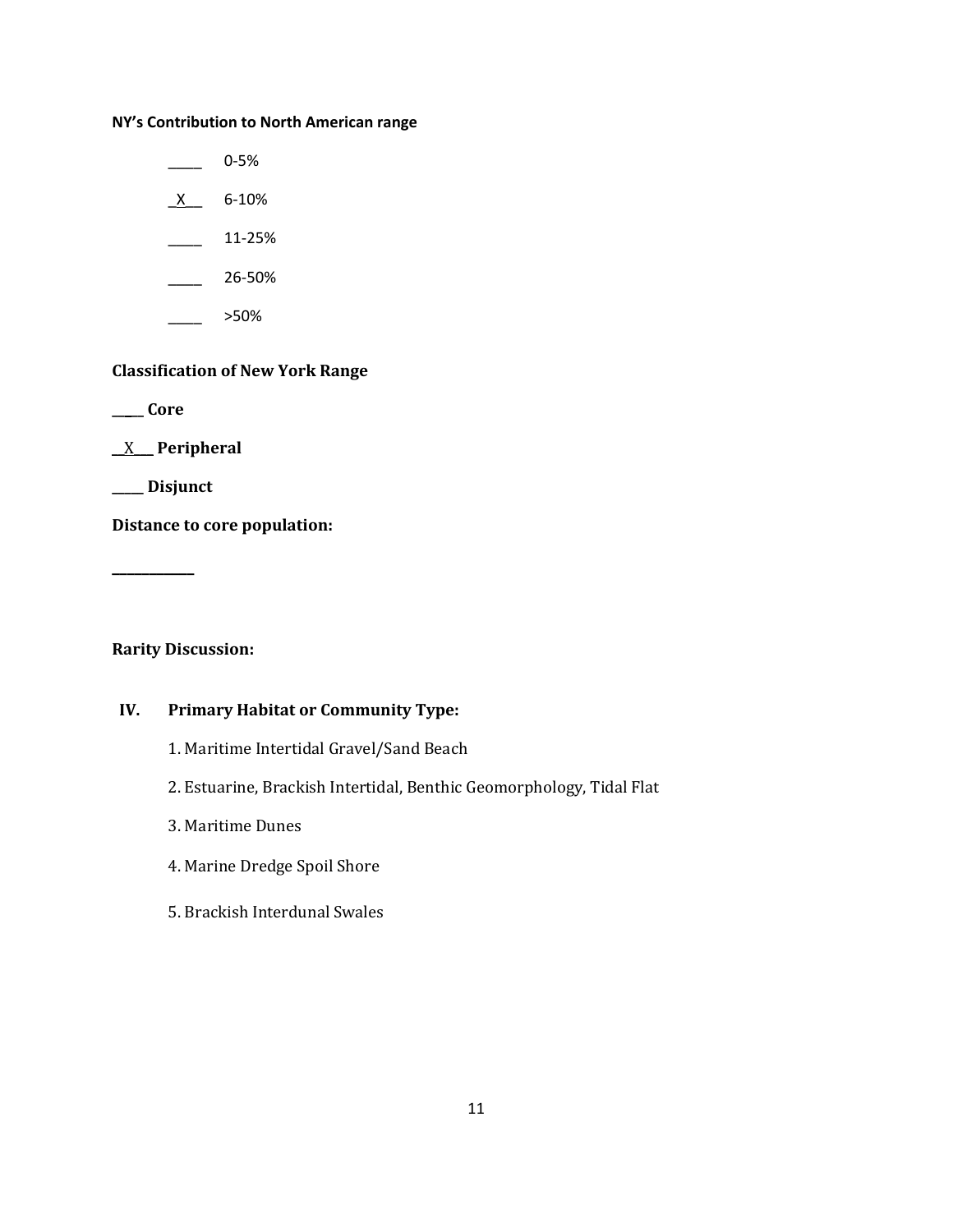**NY's Contribution to North American range**

____ 0-5%

_X__ 6-10%

____ 11-25%

____ 26-50%

____ >50%

**Classification of New York Range**

**____ Core**

**_X___ Peripheral**

**____ Disjunct**

**Distance to core population:**

**___________**

**Rarity Discussion:**

## IV. Primary Habitat or Community Type:

1. Maritime Intertidal Gravel/Sand Beach
2. Estuarine, Brackish Intertidal, Benthic Geomorphology, Tidal Flat
3. Maritime Dunes
4. Marine Dredge Spoil Shore
5. Brackish Interdunal Swales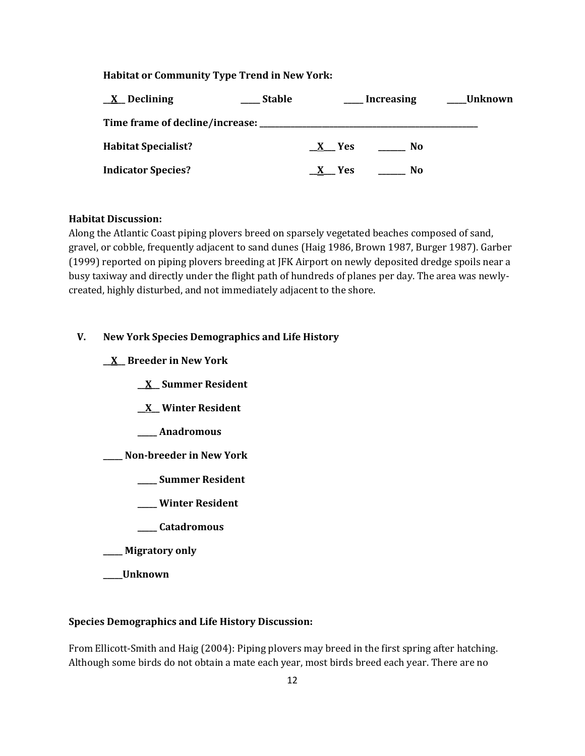**Habitat or Community Type Trend in New York:**

**\_\_X\_\_ Declining** **\_\_\_\_\_ Stable** **\_\_\_\_\_ Increasing** **\_\_\_\_\_Unknown**

**Time frame of decline/increase: \_\_\_\_\_\_\_\_\_\_\_\_\_\_\_\_\_\_\_\_\_\_\_\_\_\_\_\_\_\_\_\_\_\_\_\_\_\_\_\_\_\_\_\_\_\_\_\_\_\_\_\_\_\_\_\_**

**Habitat Specialist?** **\_\_X\_\_\_ Yes** **\_\_\_\_\_\_\_ No**

**Indicator Species?** **\_\_X\_\_\_ Yes** **\_\_\_\_\_\_\_ No**

**Habitat Discussion:**

Along the Atlantic Coast piping plovers breed on sparsely vegetated beaches composed of sand, gravel, or cobble, frequently adjacent to sand dunes (Haig 1986, Brown 1987, Burger 1987). Garber (1999) reported on piping plovers breeding at JFK Airport on newly deposited dredge spoils near a busy taxiway and directly under the flight path of hundreds of planes per day. The area was newly-created, highly disturbed, and not immediately adjacent to the shore.

## V. New York Species Demographics and Life History

**\_\_X\_\_ Breeder in New York**

- **\_\_X\_\_ Summer Resident**
- **\_\_X\_\_ Winter Resident**
- **\_\_\_\_\_ Anadromous**

**\_\_\_\_\_ Non-breeder in New York**

- **\_\_\_\_\_ Summer Resident**
- **\_\_\_\_\_ Winter Resident**
- **\_\_\_\_\_ Catadromous**

**\_\_\_\_\_ Migratory only**

**\_\_\_\_\_Unknown**

**Species Demographics and Life History Discussion:**

From Ellicott-Smith and Haig (2004): Piping plovers may breed in the first spring after hatching. Although some birds do not obtain a mate each year, most birds breed each year. There are no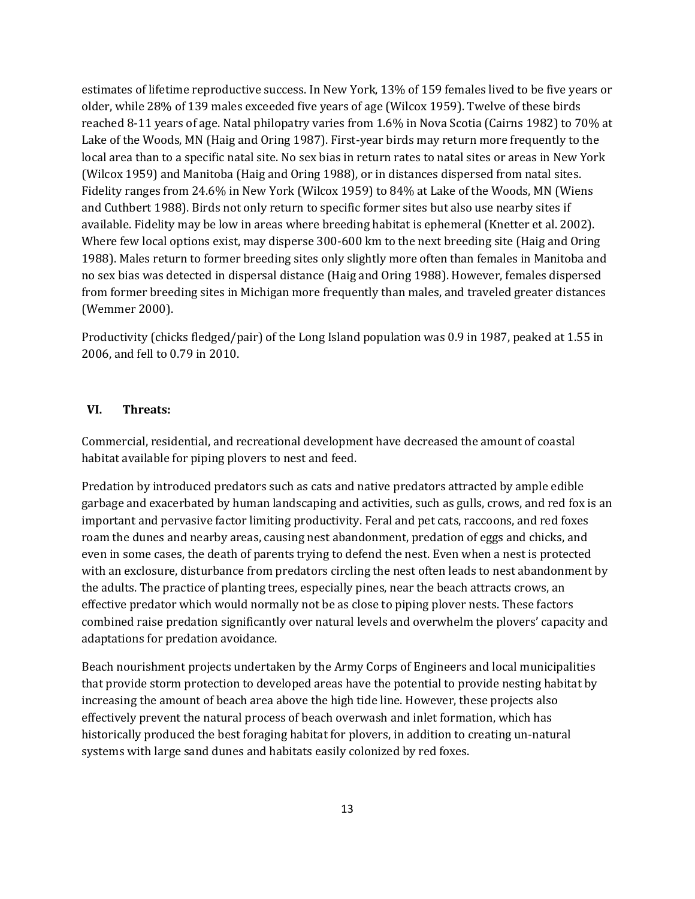estimates of lifetime reproductive success. In New York, 13% of 159 females lived to be five years or older, while 28% of 139 males exceeded five years of age (Wilcox 1959). Twelve of these birds reached 8-11 years of age. Natal philopatry varies from 1.6% in Nova Scotia (Cairns 1982) to 70% at Lake of the Woods, MN (Haig and Oring 1987). First-year birds may return more frequently to the local area than to a specific natal site. No sex bias in return rates to natal sites or areas in New York (Wilcox 1959) and Manitoba (Haig and Oring 1988), or in distances dispersed from natal sites. Fidelity ranges from 24.6% in New York (Wilcox 1959) to 84% at Lake of the Woods, MN (Wiens and Cuthbert 1988). Birds not only return to specific former sites but also use nearby sites if available. Fidelity may be low in areas where breeding habitat is ephemeral (Knetter et al. 2002). Where few local options exist, may disperse 300-600 km to the next breeding site (Haig and Oring 1988). Males return to former breeding sites only slightly more often than females in Manitoba and no sex bias was detected in dispersal distance (Haig and Oring 1988). However, females dispersed from former breeding sites in Michigan more frequently than males, and traveled greater distances (Wemmer 2000).

Productivity (chicks fledged/pair) of the Long Island population was 0.9 in 1987, peaked at 1.55 in 2006, and fell to 0.79 in 2010.

## VI. Threats:

Commercial, residential, and recreational development have decreased the amount of coastal habitat available for piping plovers to nest and feed.

Predation by introduced predators such as cats and native predators attracted by ample edible garbage and exacerbated by human landscaping and activities, such as gulls, crows, and red fox is an important and pervasive factor limiting productivity. Feral and pet cats, raccoons, and red foxes roam the dunes and nearby areas, causing nest abandonment, predation of eggs and chicks, and even in some cases, the death of parents trying to defend the nest. Even when a nest is protected with an exclosure, disturbance from predators circling the nest often leads to nest abandonment by the adults. The practice of planting trees, especially pines, near the beach attracts crows, an effective predator which would normally not be as close to piping plover nests. These factors combined raise predation significantly over natural levels and overwhelm the plovers' capacity and adaptations for predation avoidance.

Beach nourishment projects undertaken by the Army Corps of Engineers and local municipalities that provide storm protection to developed areas have the potential to provide nesting habitat by increasing the amount of beach area above the high tide line. However, these projects also effectively prevent the natural process of beach overwash and inlet formation, which has historically produced the best foraging habitat for plovers, in addition to creating un-natural systems with large sand dunes and habitats easily colonized by red foxes.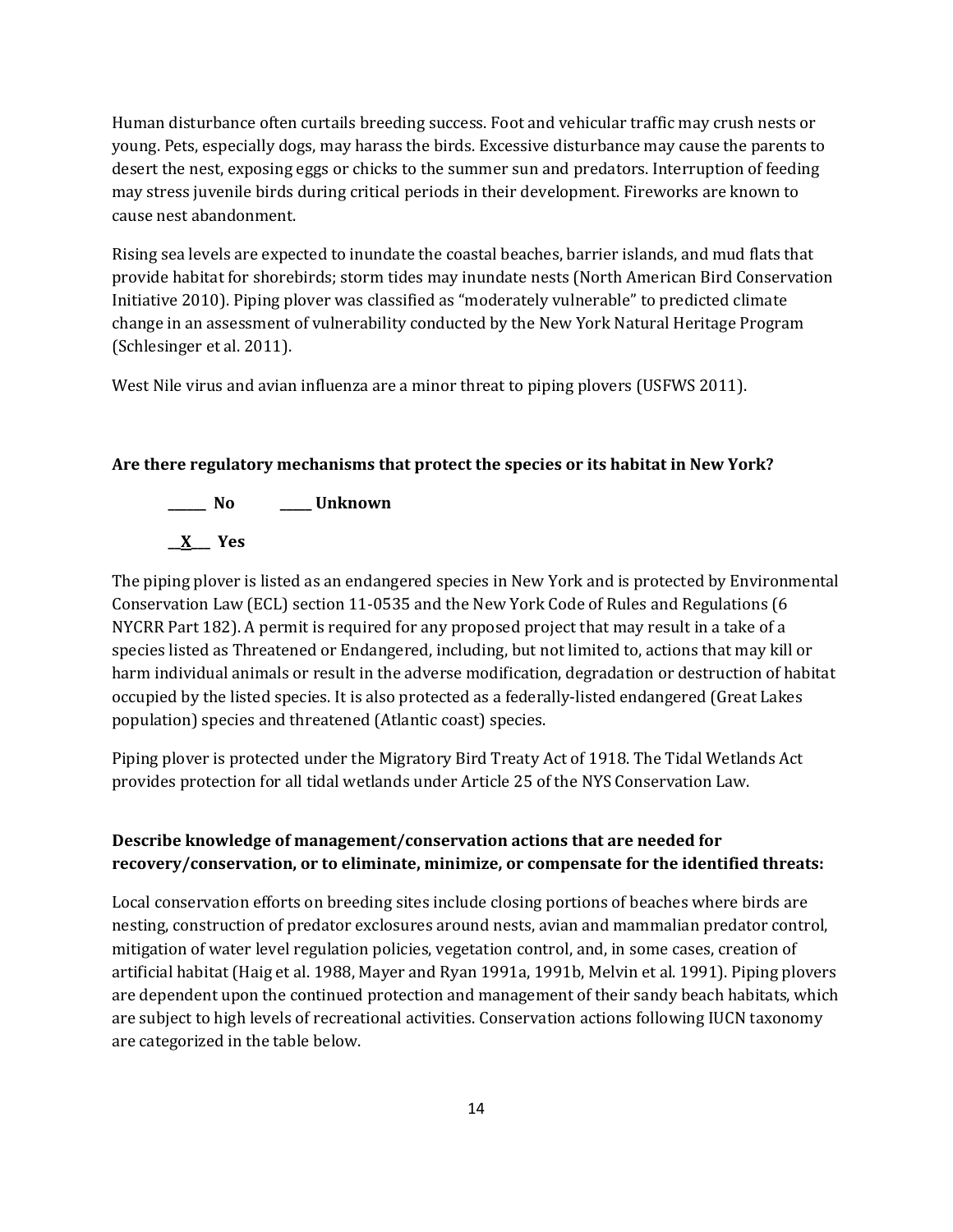Human disturbance often curtails breeding success. Foot and vehicular traffic may crush nests or young. Pets, especially dogs, may harass the birds. Excessive disturbance may cause the parents to desert the nest, exposing eggs or chicks to the summer sun and predators. Interruption of feeding may stress juvenile birds during critical periods in their development. Fireworks are known to cause nest abandonment.

Rising sea levels are expected to inundate the coastal beaches, barrier islands, and mud flats that provide habitat for shorebirds; storm tides may inundate nests (North American Bird Conservation Initiative 2010). Piping plover was classified as "moderately vulnerable" to predicted climate change in an assessment of vulnerability conducted by the New York Natural Heritage Program (Schlesinger et al. 2011).

West Nile virus and avian influenza are a minor threat to piping plovers (USFWS 2011).

**Are there regulatory mechanisms that protect the species or its habitat in New York?**

______ **No** _____ **Unknown**

__X___ **Yes**

The piping plover is listed as an endangered species in New York and is protected by Environmental Conservation Law (ECL) section 11-0535 and the New York Code of Rules and Regulations (6 NYCRR Part 182). A permit is required for any proposed project that may result in a take of a species listed as Threatened or Endangered, including, but not limited to, actions that may kill or harm individual animals or result in the adverse modification, degradation or destruction of habitat occupied by the listed species. It is also protected as a federally-listed endangered (Great Lakes population) species and threatened (Atlantic coast) species.

Piping plover is protected under the Migratory Bird Treaty Act of 1918. The Tidal Wetlands Act provides protection for all tidal wetlands under Article 25 of the NYS Conservation Law.

**Describe knowledge of management/conservation actions that are needed for recovery/conservation, or to eliminate, minimize, or compensate for the identified threats:**

Local conservation efforts on breeding sites include closing portions of beaches where birds are nesting, construction of predator exclosures around nests, avian and mammalian predator control, mitigation of water level regulation policies, vegetation control, and, in some cases, creation of artificial habitat (Haig et al. 1988, Mayer and Ryan 1991a, 1991b, Melvin et al. 1991). Piping plovers are dependent upon the continued protection and management of their sandy beach habitats, which are subject to high levels of recreational activities. Conservation actions following IUCN taxonomy are categorized in the table below.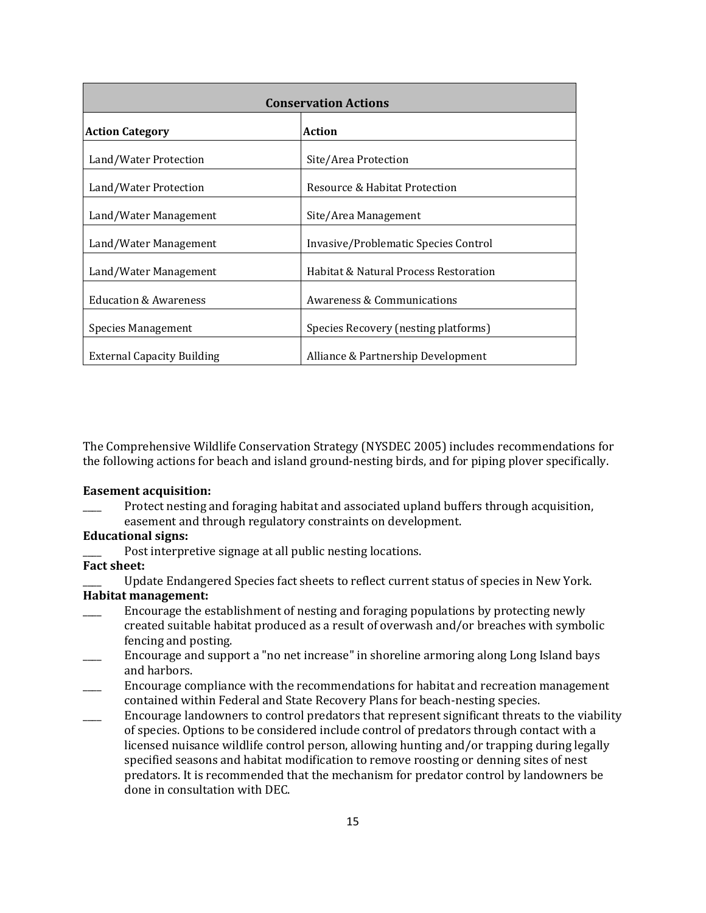| Conservation Actions | |
|---|---|
| **Action Category** | **Action** |
| Land/Water Protection | Site/Area Protection |
| Land/Water Protection | Resource & Habitat Protection |
| Land/Water Management | Site/Area Management |
| Land/Water Management | Invasive/Problematic Species Control |
| Land/Water Management | Habitat & Natural Process Restoration |
| Education & Awareness | Awareness & Communications |
| Species Management | Species Recovery (nesting platforms) |
| External Capacity Building | Alliance & Partnership Development |

The Comprehensive Wildlife Conservation Strategy (NYSDEC 2005) includes recommendations for the following actions for beach and island ground-nesting birds, and for piping plover specifically.

**Easement acquisition:**

____ Protect nesting and foraging habitat and associated upland buffers through acquisition, easement and through regulatory constraints on development.

**Educational signs:**

____ Post interpretive signage at all public nesting locations.

**Fact sheet:**

____ Update Endangered Species fact sheets to reflect current status of species in New York.

**Habitat management:**

____ Encourage the establishment of nesting and foraging populations by protecting newly created suitable habitat produced as a result of overwash and/or breaches with symbolic fencing and posting.

____ Encourage and support a "no net increase" in shoreline armoring along Long Island bays and harbors.

____ Encourage compliance with the recommendations for habitat and recreation management contained within Federal and State Recovery Plans for beach-nesting species.

____ Encourage landowners to control predators that represent significant threats to the viability of species. Options to be considered include control of predators through contact with a licensed nuisance wildlife control person, allowing hunting and/or trapping during legally specified seasons and habitat modification to remove roosting or denning sites of nest predators. It is recommended that the mechanism for predator control by landowners be done in consultation with DEC.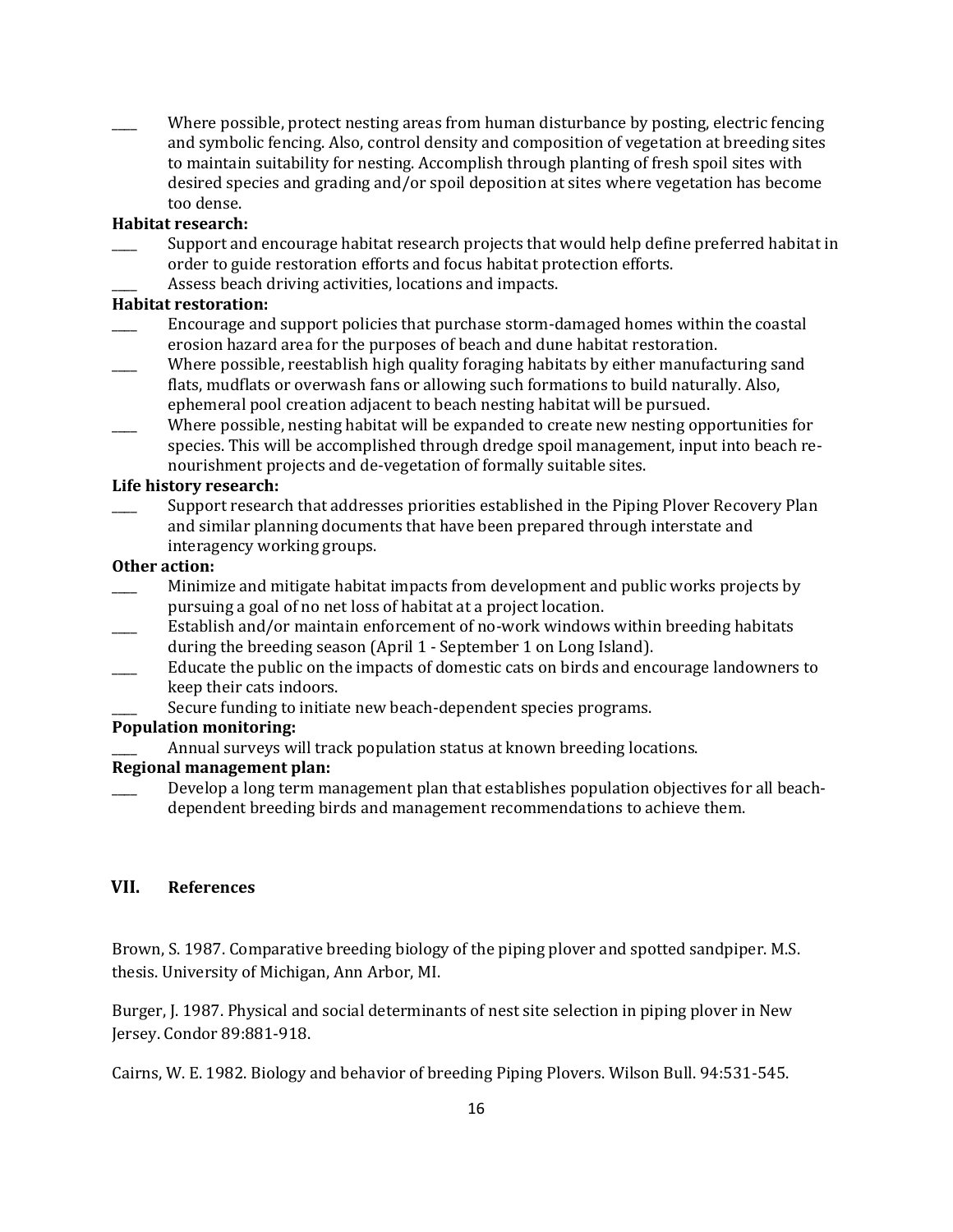____ Where possible, protect nesting areas from human disturbance by posting, electric fencing and symbolic fencing. Also, control density and composition of vegetation at breeding sites to maintain suitability for nesting. Accomplish through planting of fresh spoil sites with desired species and grading and/or spoil deposition at sites where vegetation has become too dense.

**Habitat research:**

____ Support and encourage habitat research projects that would help define preferred habitat in order to guide restoration efforts and focus habitat protection efforts.

____ Assess beach driving activities, locations and impacts.

**Habitat restoration:**

____ Encourage and support policies that purchase storm-damaged homes within the coastal erosion hazard area for the purposes of beach and dune habitat restoration.

____ Where possible, reestablish high quality foraging habitats by either manufacturing sand flats, mudflats or overwash fans or allowing such formations to build naturally. Also, ephemeral pool creation adjacent to beach nesting habitat will be pursued.

____ Where possible, nesting habitat will be expanded to create new nesting opportunities for species. This will be accomplished through dredge spoil management, input into beach re-nourishment projects and de-vegetation of formally suitable sites.

**Life history research:**

____ Support research that addresses priorities established in the Piping Plover Recovery Plan and similar planning documents that have been prepared through interstate and interagency working groups.

**Other action:**

____ Minimize and mitigate habitat impacts from development and public works projects by pursuing a goal of no net loss of habitat at a project location.

____ Establish and/or maintain enforcement of no-work windows within breeding habitats during the breeding season (April 1 - September 1 on Long Island).

____ Educate the public on the impacts of domestic cats on birds and encourage landowners to keep their cats indoors.

____ Secure funding to initiate new beach-dependent species programs.

**Population monitoring:**

____ Annual surveys will track population status at known breeding locations.

**Regional management plan:**

____ Develop a long term management plan that establishes population objectives for all beach-dependent breeding birds and management recommendations to achieve them.

## VII. References

Brown, S. 1987. Comparative breeding biology of the piping plover and spotted sandpiper. M.S. thesis. University of Michigan, Ann Arbor, MI.

Burger, J. 1987. Physical and social determinants of nest site selection in piping plover in New Jersey. Condor 89:881-918.

Cairns, W. E. 1982. Biology and behavior of breeding Piping Plovers. Wilson Bull. 94:531-545.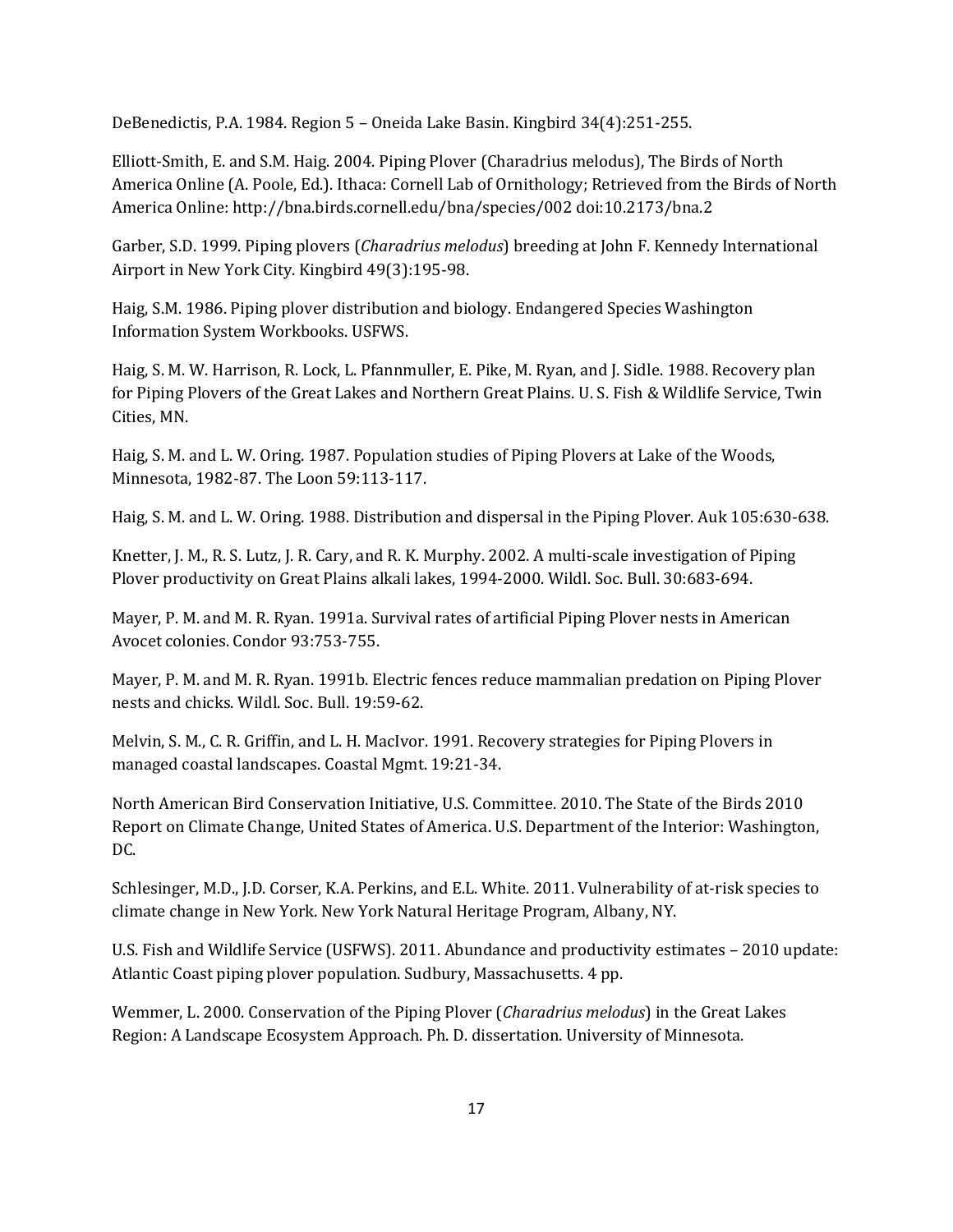DeBenedictis, P.A. 1984. Region 5 – Oneida Lake Basin. Kingbird 34(4):251-255.

Elliott-Smith, E. and S.M. Haig. 2004. Piping Plover (Charadrius melodus), The Birds of North America Online (A. Poole, Ed.). Ithaca: Cornell Lab of Ornithology; Retrieved from the Birds of North America Online: http://bna.birds.cornell.edu/bna/species/002 doi:10.2173/bna.2

Garber, S.D. 1999. Piping plovers (*Charadrius melodus*) breeding at John F. Kennedy International Airport in New York City. Kingbird 49(3):195-98.

Haig, S.M. 1986. Piping plover distribution and biology. Endangered Species Washington Information System Workbooks. USFWS.

Haig, S. M. W. Harrison, R. Lock, L. Pfannmuller, E. Pike, M. Ryan, and J. Sidle. 1988. Recovery plan for Piping Plovers of the Great Lakes and Northern Great Plains. U. S. Fish & Wildlife Service, Twin Cities, MN.

Haig, S. M. and L. W. Oring. 1987. Population studies of Piping Plovers at Lake of the Woods, Minnesota, 1982-87. The Loon 59:113-117.

Haig, S. M. and L. W. Oring. 1988. Distribution and dispersal in the Piping Plover. Auk 105:630-638.

Knetter, J. M., R. S. Lutz, J. R. Cary, and R. K. Murphy. 2002. A multi-scale investigation of Piping Plover productivity on Great Plains alkali lakes, 1994-2000. Wildl. Soc. Bull. 30:683-694.

Mayer, P. M. and M. R. Ryan. 1991a. Survival rates of artificial Piping Plover nests in American Avocet colonies. Condor 93:753-755.

Mayer, P. M. and M. R. Ryan. 1991b. Electric fences reduce mammalian predation on Piping Plover nests and chicks. Wildl. Soc. Bull. 19:59-62.

Melvin, S. M., C. R. Griffin, and L. H. MacIvor. 1991. Recovery strategies for Piping Plovers in managed coastal landscapes. Coastal Mgmt. 19:21-34.

North American Bird Conservation Initiative, U.S. Committee. 2010. The State of the Birds 2010 Report on Climate Change, United States of America. U.S. Department of the Interior: Washington, DC.

Schlesinger, M.D., J.D. Corser, K.A. Perkins, and E.L. White. 2011. Vulnerability of at-risk species to climate change in New York. New York Natural Heritage Program, Albany, NY.

U.S. Fish and Wildlife Service (USFWS). 2011. Abundance and productivity estimates – 2010 update: Atlantic Coast piping plover population. Sudbury, Massachusetts. 4 pp.

Wemmer, L. 2000. Conservation of the Piping Plover (*Charadrius melodus*) in the Great Lakes Region: A Landscape Ecosystem Approach. Ph. D. dissertation. University of Minnesota.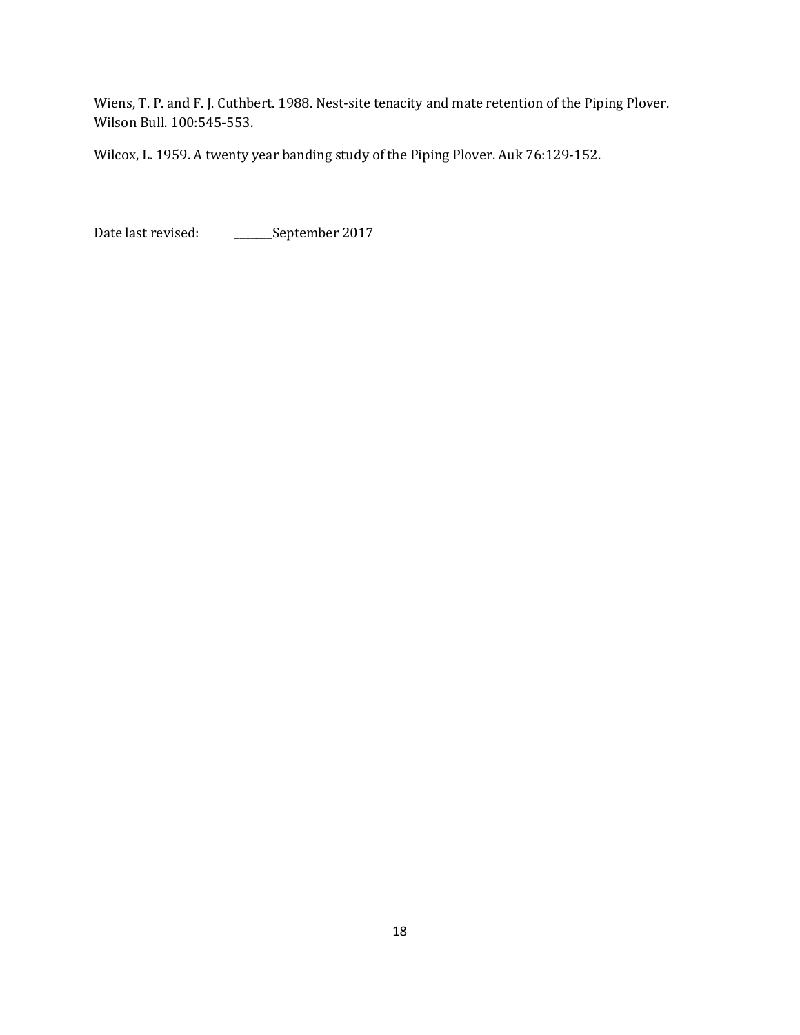Wiens, T. P. and F. J. Cuthbert. 1988. Nest-site tenacity and mate retention of the Piping Plover. Wilson Bull. 100:545-553.

Wilcox, L. 1959. A twenty year banding study of the Piping Plover. Auk 76:129-152.

Date last revised: _______September 2017_______________________________